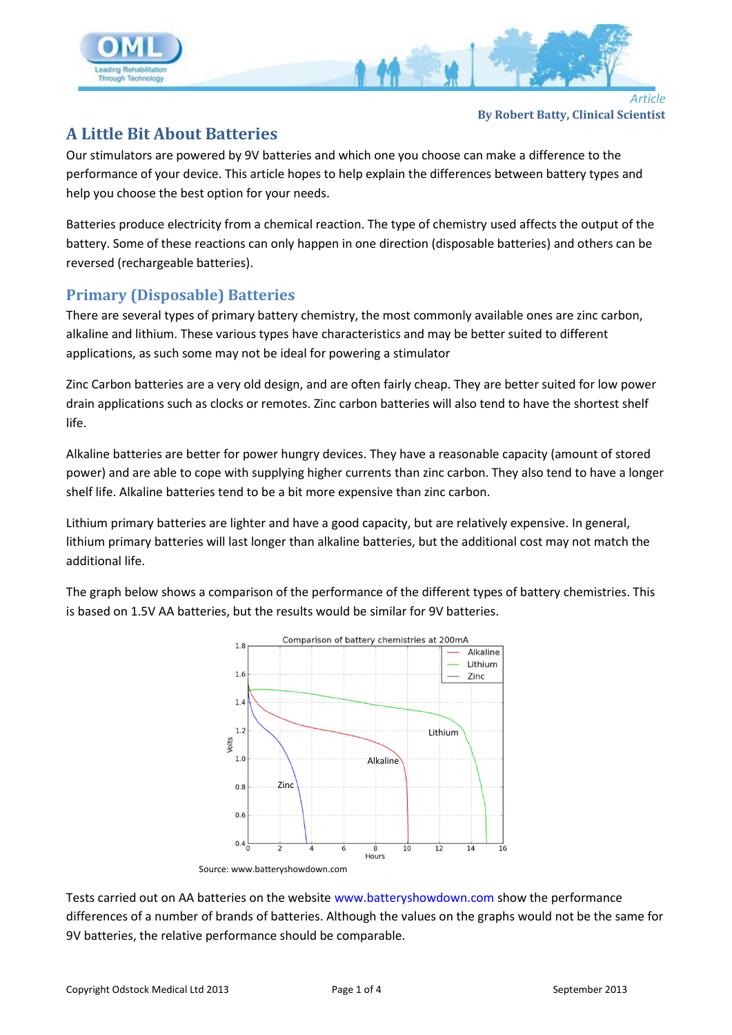*Article*

**By Robert Batty, Clinical Scientist**

# A Little Bit About Batteries

Our stimulators are powered by 9V batteries and which one you choose can make a difference to the performance of your device. This article hopes to help explain the differences between battery types and help you choose the best option for your needs.

Batteries produce electricity from a chemical reaction. The type of chemistry used affects the output of the battery. Some of these reactions can only happen in one direction (disposable batteries) and others can be reversed (rechargeable batteries).

## Primary (Disposable) Batteries

There are several types of primary battery chemistry, the most commonly available ones are zinc carbon, alkaline and lithium. These various types have characteristics and may be better suited to different applications, as such some may not be ideal for powering a stimulator

Zinc Carbon batteries are a very old design, and are often fairly cheap. They are better suited for low power drain applications such as clocks or remotes. Zinc carbon batteries will also tend to have the shortest shelf life.

Alkaline batteries are better for power hungry devices. They have a reasonable capacity (amount of stored power) and are able to cope with supplying higher currents than zinc carbon. They also tend to have a longer shelf life. Alkaline batteries tend to be a bit more expensive than zinc carbon.

Lithium primary batteries are lighter and have a good capacity, but are relatively expensive. In general, lithium primary batteries will last longer than alkaline batteries, but the additional cost may not match the additional life.

The graph below shows a comparison of the performance of the different types of battery chemistries. This is based on 1.5V AA batteries, but the results would be similar for 9V batteries.

Comparison of battery chemistries at 200mA

Source: www.batteryshowdown.com

Tests carried out on AA batteries on the website www.batteryshowdown.com show the performance differences of a number of brands of batteries. Although the values on the graphs would not be the same for 9V batteries, the relative performance should be comparable.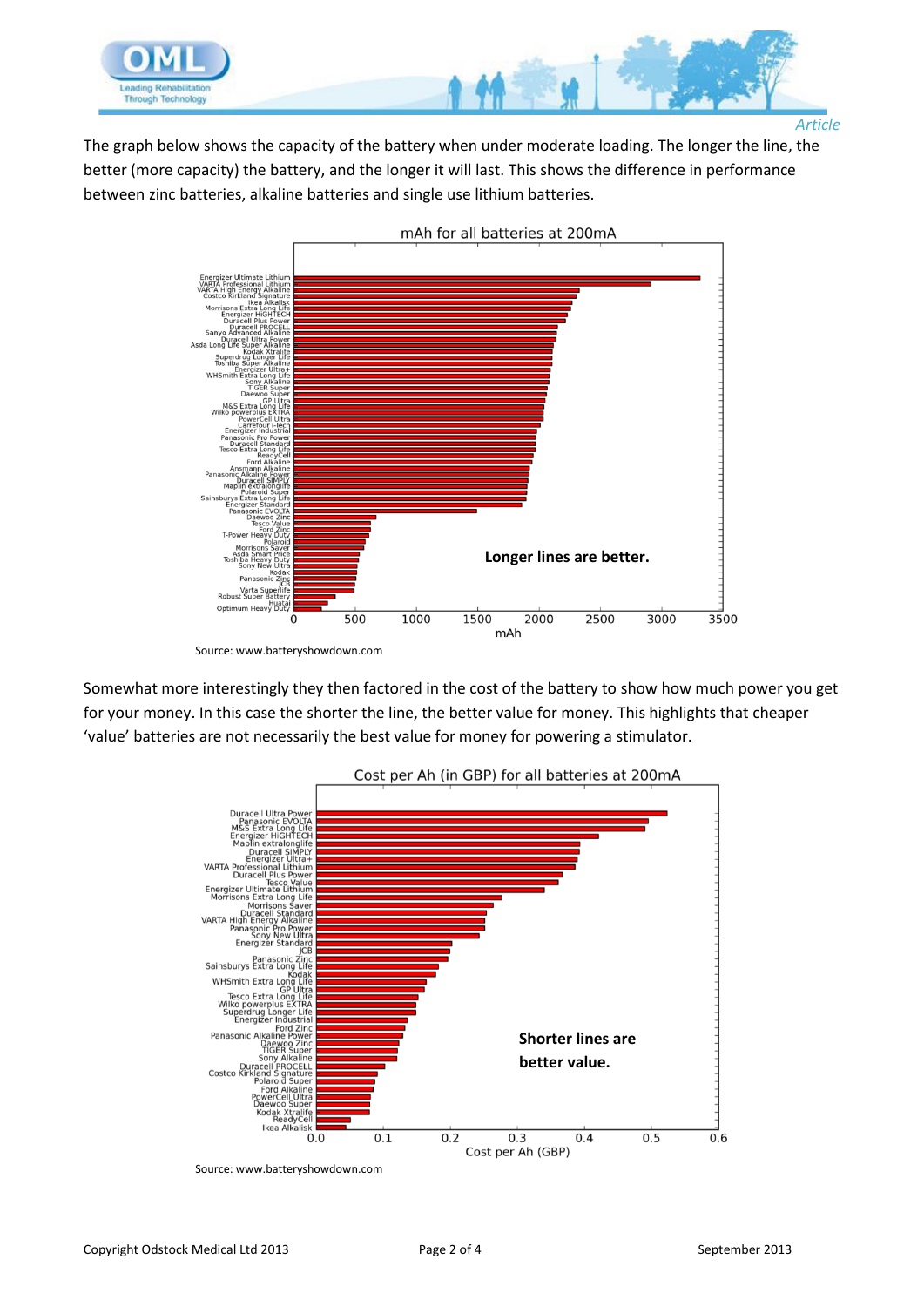*Article*

The graph below shows the capacity of the battery when under moderate loading. The longer the line, the better (more capacity) the battery, and the longer it will last. This shows the difference in performance between zinc batteries, alkaline batteries and single use lithium batteries.

Source: www.batteryshowdown.com

Somewhat more interestingly they then factored in the cost of the battery to show how much power you get for your money. In this case the shorter the line, the better value for money. This highlights that cheaper 'value' batteries are not necessarily the best value for money for powering a stimulator.

Source: www.batteryshowdown.com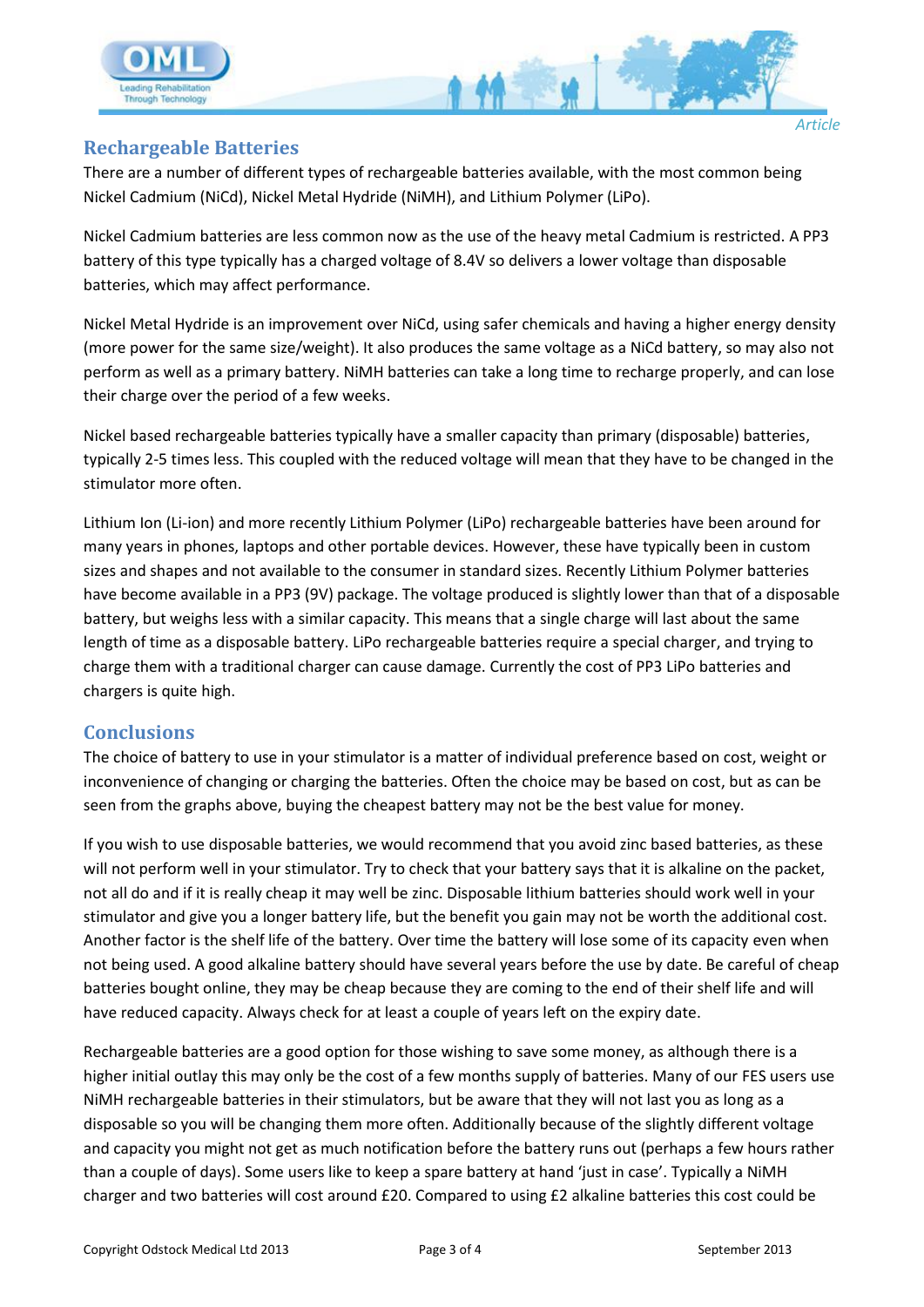## Rechargeable Batteries

There are a number of different types of rechargeable batteries available, with the most common being Nickel Cadmium (NiCd), Nickel Metal Hydride (NiMH), and Lithium Polymer (LiPo).

Nickel Cadmium batteries are less common now as the use of the heavy metal Cadmium is restricted. A PP3 battery of this type typically has a charged voltage of 8.4V so delivers a lower voltage than disposable batteries, which may affect performance.

Nickel Metal Hydride is an improvement over NiCd, using safer chemicals and having a higher energy density (more power for the same size/weight). It also produces the same voltage as a NiCd battery, so may also not perform as well as a primary battery. NiMH batteries can take a long time to recharge properly, and can lose their charge over the period of a few weeks.

Nickel based rechargeable batteries typically have a smaller capacity than primary (disposable) batteries, typically 2-5 times less. This coupled with the reduced voltage will mean that they have to be changed in the stimulator more often.

Lithium Ion (Li-ion) and more recently Lithium Polymer (LiPo) rechargeable batteries have been around for many years in phones, laptops and other portable devices. However, these have typically been in custom sizes and shapes and not available to the consumer in standard sizes. Recently Lithium Polymer batteries have become available in a PP3 (9V) package. The voltage produced is slightly lower than that of a disposable battery, but weighs less with a similar capacity. This means that a single charge will last about the same length of time as a disposable battery. LiPo rechargeable batteries require a special charger, and trying to charge them with a traditional charger can cause damage. Currently the cost of PP3 LiPo batteries and chargers is quite high.

## Conclusions

The choice of battery to use in your stimulator is a matter of individual preference based on cost, weight or inconvenience of changing or charging the batteries. Often the choice may be based on cost, but as can be seen from the graphs above, buying the cheapest battery may not be the best value for money.

If you wish to use disposable batteries, we would recommend that you avoid zinc based batteries, as these will not perform well in your stimulator. Try to check that your battery says that it is alkaline on the packet, not all do and if it is really cheap it may well be zinc. Disposable lithium batteries should work well in your stimulator and give you a longer battery life, but the benefit you gain may not be worth the additional cost. Another factor is the shelf life of the battery. Over time the battery will lose some of its capacity even when not being used. A good alkaline battery should have several years before the use by date. Be careful of cheap batteries bought online, they may be cheap because they are coming to the end of their shelf life and will have reduced capacity. Always check for at least a couple of years left on the expiry date.

Rechargeable batteries are a good option for those wishing to save some money, as although there is a higher initial outlay this may only be the cost of a few months supply of batteries. Many of our FES users use NiMH rechargeable batteries in their stimulators, but be aware that they will not last you as long as a disposable so you will be changing them more often. Additionally because of the slightly different voltage and capacity you might not get as much notification before the battery runs out (perhaps a few hours rather than a couple of days). Some users like to keep a spare battery at hand 'just in case'. Typically a NiMH charger and two batteries will cost around £20. Compared to using £2 alkaline batteries this cost could be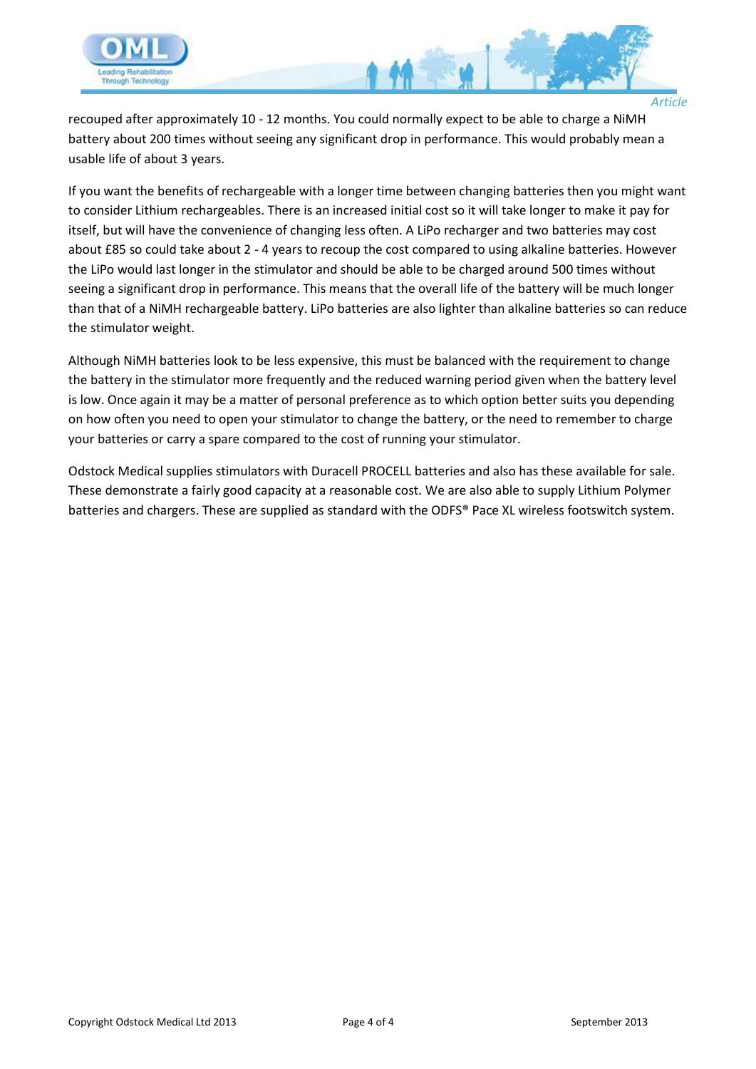recouped after approximately 10 - 12 months. You could normally expect to be able to charge a NiMH battery about 200 times without seeing any significant drop in performance. This would probably mean a usable life of about 3 years.

If you want the benefits of rechargeable with a longer time between changing batteries then you might want to consider Lithium rechargeables. There is an increased initial cost so it will take longer to make it pay for itself, but will have the convenience of changing less often. A LiPo recharger and two batteries may cost about £85 so could take about 2 - 4 years to recoup the cost compared to using alkaline batteries. However the LiPo would last longer in the stimulator and should be able to be charged around 500 times without seeing a significant drop in performance. This means that the overall life of the battery will be much longer than that of a NiMH rechargeable battery. LiPo batteries are also lighter than alkaline batteries so can reduce the stimulator weight.

Although NiMH batteries look to be less expensive, this must be balanced with the requirement to change the battery in the stimulator more frequently and the reduced warning period given when the battery level is low. Once again it may be a matter of personal preference as to which option better suits you depending on how often you need to open your stimulator to change the battery, or the need to remember to charge your batteries or carry a spare compared to the cost of running your stimulator.

Odstock Medical supplies stimulators with Duracell PROCELL batteries and also has these available for sale. These demonstrate a fairly good capacity at a reasonable cost. We are also able to supply Lithium Polymer batteries and chargers. These are supplied as standard with the ODFS® Pace XL wireless footswitch system.